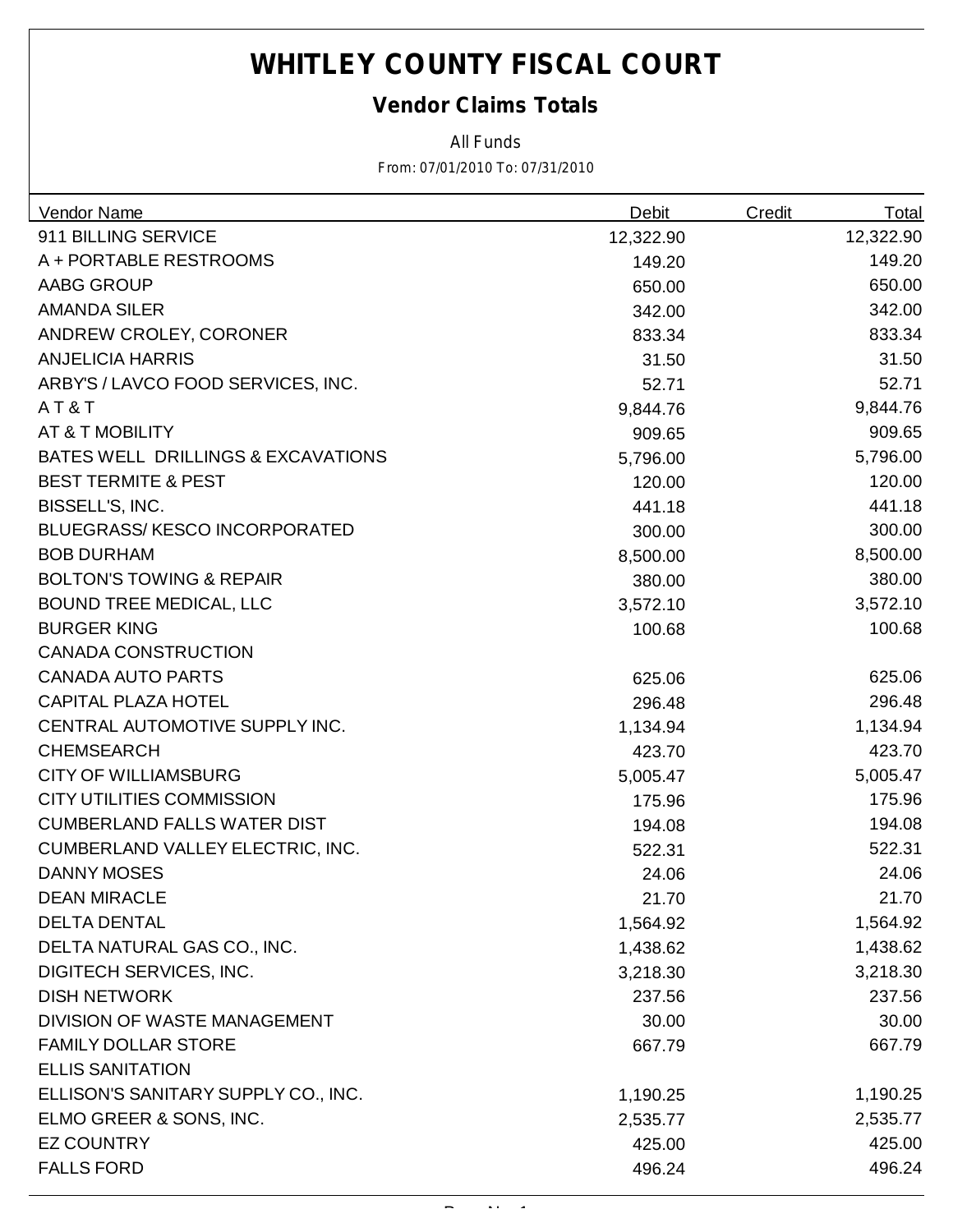# WHITLEY COUNTY FISCAL COURT

## Vendor Claims Totals

All Funds

From: 07/01/2010 To: 07/31/2010

| Vendor Name | Debit | Credit | Total |
|---|---|---|---|
| 911 BILLING SERVICE | 12,322.90 | | 12,322.90 |
| A + PORTABLE RESTROOMS | 149.20 | | 149.20 |
| AABG GROUP | 650.00 | | 650.00 |
| AMANDA SILER | 342.00 | | 342.00 |
| ANDREW CROLEY, CORONER | 833.34 | | 833.34 |
| ANJELICIA HARRIS | 31.50 | | 31.50 |
| ARBY'S / LAVCO FOOD SERVICES, INC. | 52.71 | | 52.71 |
| A T & T | 9,844.76 | | 9,844.76 |
| AT & T MOBILITY | 909.65 | | 909.65 |
| BATES WELL DRILLINGS & EXCAVATIONS | 5,796.00 | | 5,796.00 |
| BEST TERMITE & PEST | 120.00 | | 120.00 |
| BISSELL'S, INC. | 441.18 | | 441.18 |
| BLUEGRASS/ KESCO INCORPORATED | 300.00 | | 300.00 |
| BOB DURHAM | 8,500.00 | | 8,500.00 |
| BOLTON'S TOWING & REPAIR | 380.00 | | 380.00 |
| BOUND TREE MEDICAL, LLC | 3,572.10 | | 3,572.10 |
| BURGER KING | 100.68 | | 100.68 |
| CANADA CONSTRUCTION | | | |
| CANADA AUTO PARTS | 625.06 | | 625.06 |
| CAPITAL PLAZA HOTEL | 296.48 | | 296.48 |
| CENTRAL AUTOMOTIVE SUPPLY INC. | 1,134.94 | | 1,134.94 |
| CHEMSEARCH | 423.70 | | 423.70 |
| CITY OF WILLIAMSBURG | 5,005.47 | | 5,005.47 |
| CITY UTILITIES COMMISSION | 175.96 | | 175.96 |
| CUMBERLAND FALLS WATER DIST | 194.08 | | 194.08 |
| CUMBERLAND VALLEY ELECTRIC, INC. | 522.31 | | 522.31 |
| DANNY MOSES | 24.06 | | 24.06 |
| DEAN MIRACLE | 21.70 | | 21.70 |
| DELTA DENTAL | 1,564.92 | | 1,564.92 |
| DELTA NATURAL GAS CO., INC. | 1,438.62 | | 1,438.62 |
| DIGITECH SERVICES, INC. | 3,218.30 | | 3,218.30 |
| DISH NETWORK | 237.56 | | 237.56 |
| DIVISION OF WASTE MANAGEMENT | 30.00 | | 30.00 |
| FAMILY DOLLAR STORE | 667.79 | | 667.79 |
| ELLIS SANITATION | | | |
| ELLISON'S SANITARY SUPPLY CO., INC. | 1,190.25 | | 1,190.25 |
| ELMO GREER & SONS, INC. | 2,535.77 | | 2,535.77 |
| EZ COUNTRY | 425.00 | | 425.00 |
| FALLS FORD | 496.24 | | 496.24 |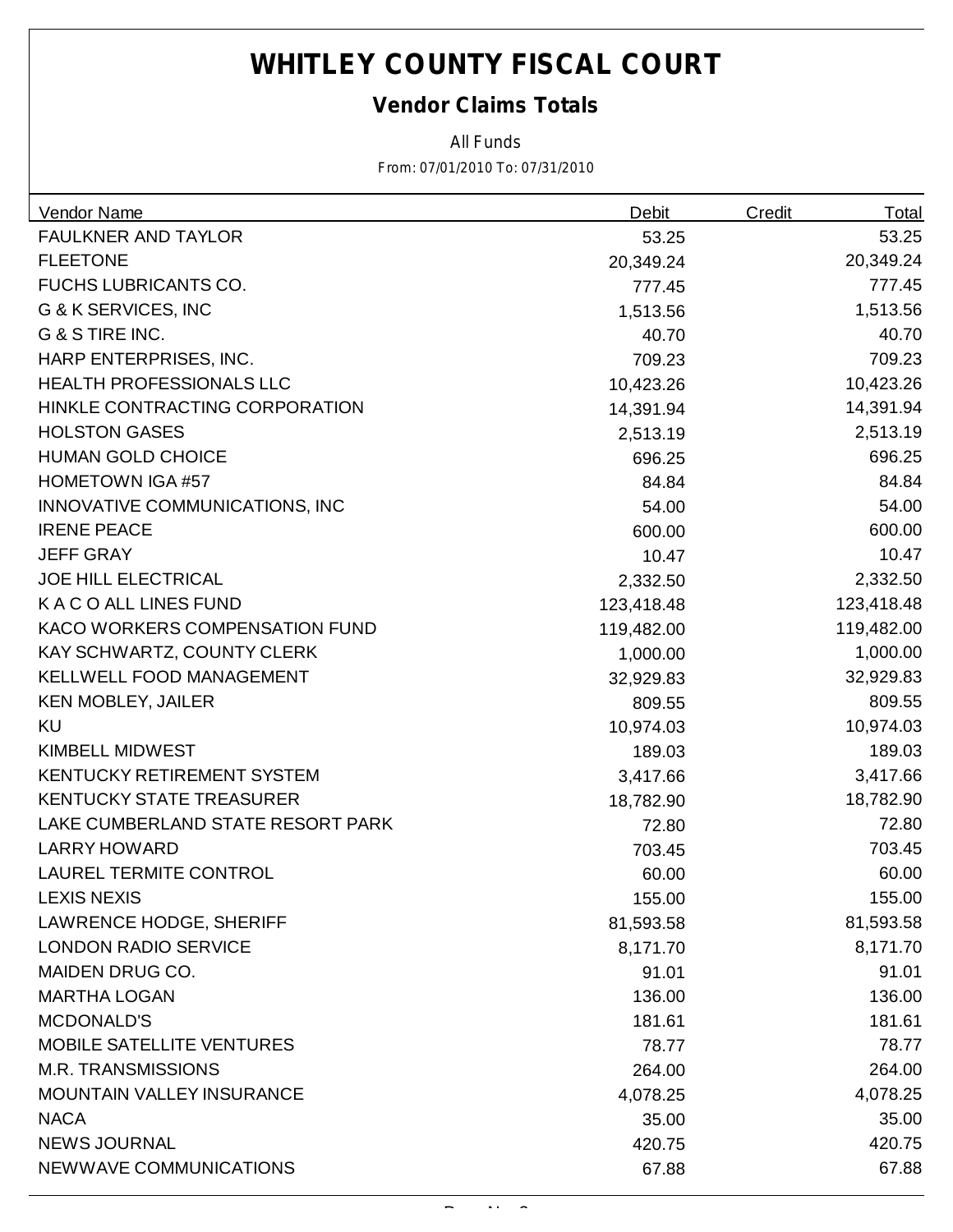# WHITLEY COUNTY FISCAL COURT

## Vendor Claims Totals

All Funds

From: 07/01/2010 To: 07/31/2010

| Vendor Name | Debit | Credit | Total |
|---|---|---|---|
| FAULKNER AND TAYLOR | 53.25 | | 53.25 |
| FLEETONE | 20,349.24 | | 20,349.24 |
| FUCHS LUBRICANTS CO. | 777.45 | | 777.45 |
| G & K SERVICES, INC | 1,513.56 | | 1,513.56 |
| G & S TIRE INC. | 40.70 | | 40.70 |
| HARP ENTERPRISES, INC. | 709.23 | | 709.23 |
| HEALTH PROFESSIONALS LLC | 10,423.26 | | 10,423.26 |
| HINKLE CONTRACTING CORPORATION | 14,391.94 | | 14,391.94 |
| HOLSTON GASES | 2,513.19 | | 2,513.19 |
| HUMAN GOLD CHOICE | 696.25 | | 696.25 |
| HOMETOWN IGA #57 | 84.84 | | 84.84 |
| INNOVATIVE COMMUNICATIONS, INC | 54.00 | | 54.00 |
| IRENE PEACE | 600.00 | | 600.00 |
| JEFF GRAY | 10.47 | | 10.47 |
| JOE HILL ELECTRICAL | 2,332.50 | | 2,332.50 |
| K A C O ALL LINES FUND | 123,418.48 | | 123,418.48 |
| KACO WORKERS COMPENSATION FUND | 119,482.00 | | 119,482.00 |
| KAY SCHWARTZ, COUNTY CLERK | 1,000.00 | | 1,000.00 |
| KELLWELL FOOD MANAGEMENT | 32,929.83 | | 32,929.83 |
| KEN MOBLEY, JAILER | 809.55 | | 809.55 |
| KU | 10,974.03 | | 10,974.03 |
| KIMBELL MIDWEST | 189.03 | | 189.03 |
| KENTUCKY RETIREMENT SYSTEM | 3,417.66 | | 3,417.66 |
| KENTUCKY STATE TREASURER | 18,782.90 | | 18,782.90 |
| LAKE CUMBERLAND STATE RESORT PARK | 72.80 | | 72.80 |
| LARRY HOWARD | 703.45 | | 703.45 |
| LAUREL TERMITE CONTROL | 60.00 | | 60.00 |
| LEXIS NEXIS | 155.00 | | 155.00 |
| LAWRENCE HODGE, SHERIFF | 81,593.58 | | 81,593.58 |
| LONDON RADIO SERVICE | 8,171.70 | | 8,171.70 |
| MAIDEN DRUG CO. | 91.01 | | 91.01 |
| MARTHA LOGAN | 136.00 | | 136.00 |
| MCDONALD'S | 181.61 | | 181.61 |
| MOBILE SATELLITE VENTURES | 78.77 | | 78.77 |
| M.R. TRANSMISSIONS | 264.00 | | 264.00 |
| MOUNTAIN VALLEY INSURANCE | 4,078.25 | | 4,078.25 |
| NACA | 35.00 | | 35.00 |
| NEWS JOURNAL | 420.75 | | 420.75 |
| NEWWAVE COMMUNICATIONS | 67.88 | | 67.88 |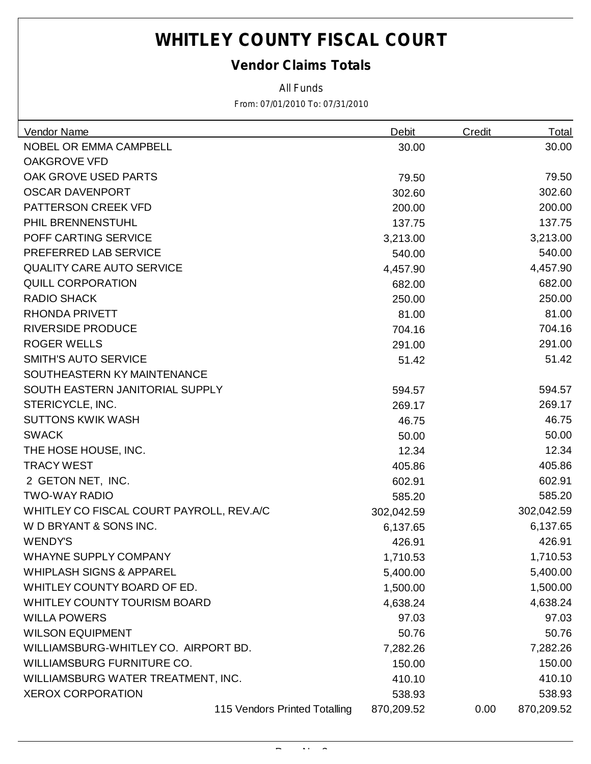# WHITLEY COUNTY FISCAL COURT

## Vendor Claims Totals

All Funds

From: 07/01/2010 To: 07/31/2010

| Vendor Name | Debit | Credit | Total |
|---|---|---|---|
| NOBEL OR EMMA CAMPBELL | 30.00 | | 30.00 |
| OAKGROVE VFD | | | |
| OAK GROVE USED PARTS | 79.50 | | 79.50 |
| OSCAR DAVENPORT | 302.60 | | 302.60 |
| PATTERSON CREEK VFD | 200.00 | | 200.00 |
| PHIL BRENNENSTUHL | 137.75 | | 137.75 |
| POFF CARTING SERVICE | 3,213.00 | | 3,213.00 |
| PREFERRED LAB SERVICE | 540.00 | | 540.00 |
| QUALITY CARE AUTO SERVICE | 4,457.90 | | 4,457.90 |
| QUILL CORPORATION | 682.00 | | 682.00 |
| RADIO SHACK | 250.00 | | 250.00 |
| RHONDA PRIVETT | 81.00 | | 81.00 |
| RIVERSIDE PRODUCE | 704.16 | | 704.16 |
| ROGER WELLS | 291.00 | | 291.00 |
| SMITH'S AUTO SERVICE | 51.42 | | 51.42 |
| SOUTHEASTERN KY MAINTENANCE | | | |
| SOUTH EASTERN JANITORIAL SUPPLY | 594.57 | | 594.57 |
| STERICYCLE, INC. | 269.17 | | 269.17 |
| SUTTONS KWIK WASH | 46.75 | | 46.75 |
| SWACK | 50.00 | | 50.00 |
| THE HOSE HOUSE, INC. | 12.34 | | 12.34 |
| TRACY WEST | 405.86 | | 405.86 |
| 2 GETON NET, INC. | 602.91 | | 602.91 |
| TWO-WAY RADIO | 585.20 | | 585.20 |
| WHITLEY CO FISCAL COURT PAYROLL, REV.A/C | 302,042.59 | | 302,042.59 |
| W D BRYANT & SONS INC. | 6,137.65 | | 6,137.65 |
| WENDY'S | 426.91 | | 426.91 |
| WHAYNE SUPPLY COMPANY | 1,710.53 | | 1,710.53 |
| WHIPLASH SIGNS & APPAREL | 5,400.00 | | 5,400.00 |
| WHITLEY COUNTY BOARD OF ED. | 1,500.00 | | 1,500.00 |
| WHITLEY COUNTY TOURISM BOARD | 4,638.24 | | 4,638.24 |
| WILLA POWERS | 97.03 | | 97.03 |
| WILSON EQUIPMENT | 50.76 | | 50.76 |
| WILLIAMSBURG-WHITLEY CO. AIRPORT BD. | 7,282.26 | | 7,282.26 |
| WILLIAMSBURG FURNITURE CO. | 150.00 | | 150.00 |
| WILLIAMSBURG WATER TREATMENT, INC. | 410.10 | | 410.10 |
| XEROX CORPORATION | 538.93 | | 538.93 |
| 115 Vendors Printed Totalling | 870,209.52 | 0.00 | 870,209.52 |